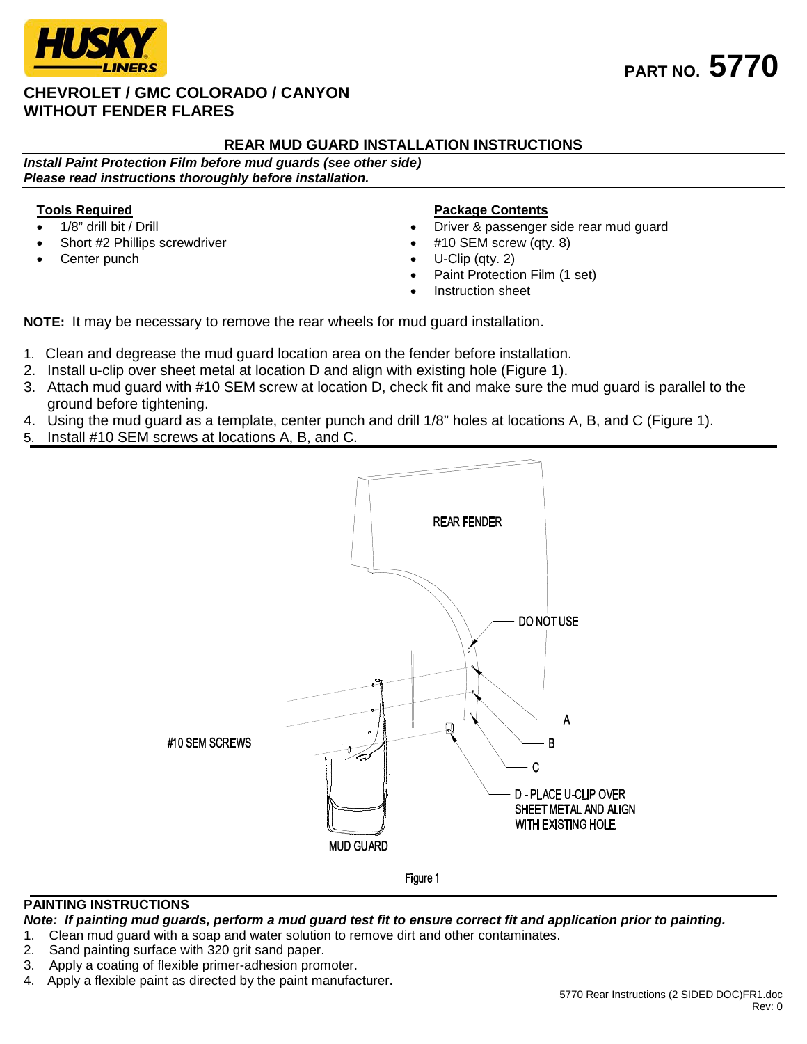**HUSKY LINERS**

**PART NO. 5770**

# CHEVROLET / GMC COLORADO / CANYON WITHOUT FENDER FLARES

## REAR MUD GUARD INSTALLATION INSTRUCTIONS

***Install Paint Protection Film before mud guards (see other side)***
***Please read instructions thoroughly before installation.***

**Tools Required**

- 1/8" drill bit / Drill
- Short #2 Phillips screwdriver
- Center punch

**Package Contents**

- Driver & passenger side rear mud guard
- #10 SEM screw (qty. 8)
- U-Clip (qty. 2)
- Paint Protection Film (1 set)
- Instruction sheet

**NOTE:** It may be necessary to remove the rear wheels for mud guard installation.

1. Clean and degrease the mud guard location area on the fender before installation.
2. Install u-clip over sheet metal at location D and align with existing hole (Figure 1).
3. Attach mud guard with #10 SEM screw at location D, check fit and make sure the mud guard is parallel to the ground before tightening.
4. Using the mud guard as a template, center punch and drill 1/8" holes at locations A, B, and C (Figure 1).
5. Install #10 SEM screws at locations A, B, and C.

REAR FENDER

DO NOT USE

A

B

C

D - PLACE U-CLIP OVER SHEET METAL AND ALIGN WITH EXISTING HOLE

#10 SEM SCREWS

MUD GUARD

Figure 1

## PAINTING INSTRUCTIONS

***Note: If painting mud guards, perform a mud guard test fit to ensure correct fit and application prior to painting.***

1. Clean mud guard with a soap and water solution to remove dirt and other contaminates.
2. Sand painting surface with 320 grit sand paper.
3. Apply a coating of flexible primer-adhesion promoter.
4. Apply a flexible paint as directed by the paint manufacturer.

5770 Rear Instructions (2 SIDED DOC)FR1.doc
Rev: 0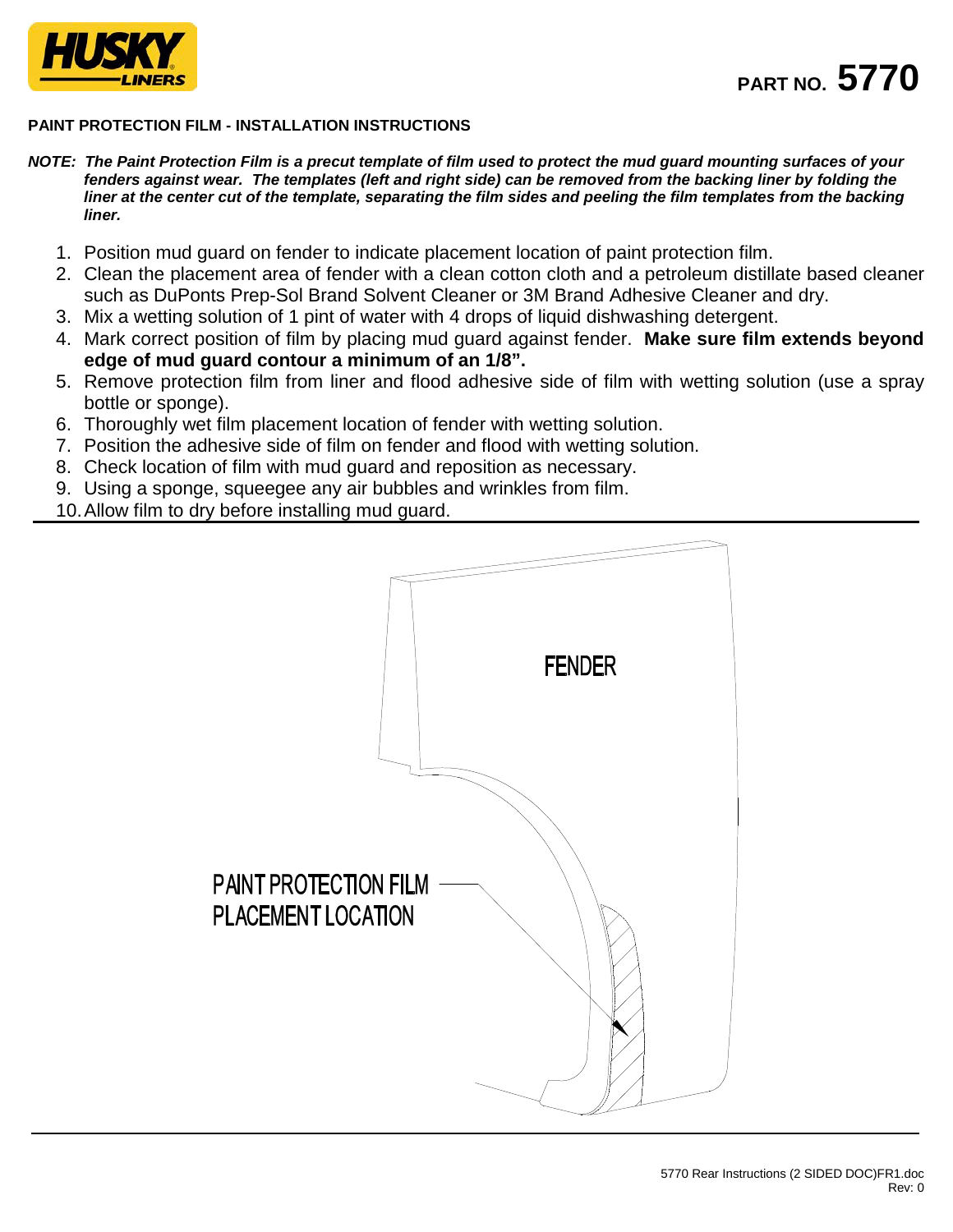**HUSKY LINERS**

**PART NO. 5770**

**PAINT PROTECTION FILM - INSTALLATION INSTRUCTIONS**

***NOTE: The Paint Protection Film is a precut template of film used to protect the mud guard mounting surfaces of your fenders against wear. The templates (left and right side) can be removed from the backing liner by folding the liner at the center cut of the template, separating the film sides and peeling the film templates from the backing liner.***

1. Position mud guard on fender to indicate placement location of paint protection film.
2. Clean the placement area of fender with a clean cotton cloth and a petroleum distillate based cleaner such as DuPonts Prep-Sol Brand Solvent Cleaner or 3M Brand Adhesive Cleaner and dry.
3. Mix a wetting solution of 1 pint of water with 4 drops of liquid dishwashing detergent.
4. Mark correct position of film by placing mud guard against fender. **Make sure film extends beyond edge of mud guard contour a minimum of an 1/8".**
5. Remove protection film from liner and flood adhesive side of film with wetting solution (use a spray bottle or sponge).
6. Thoroughly wet film placement location of fender with wetting solution.
7. Position the adhesive side of film on fender and flood with wetting solution.
8. Check location of film with mud guard and reposition as necessary.
9. Using a sponge, squeegee any air bubbles and wrinkles from film.
10. Allow film to dry before installing mud guard.

FENDER

PAINT PROTECTION FILM
PLACEMENT LOCATION

5770 Rear Instructions (2 SIDED DOC)FR1.doc
Rev: 0